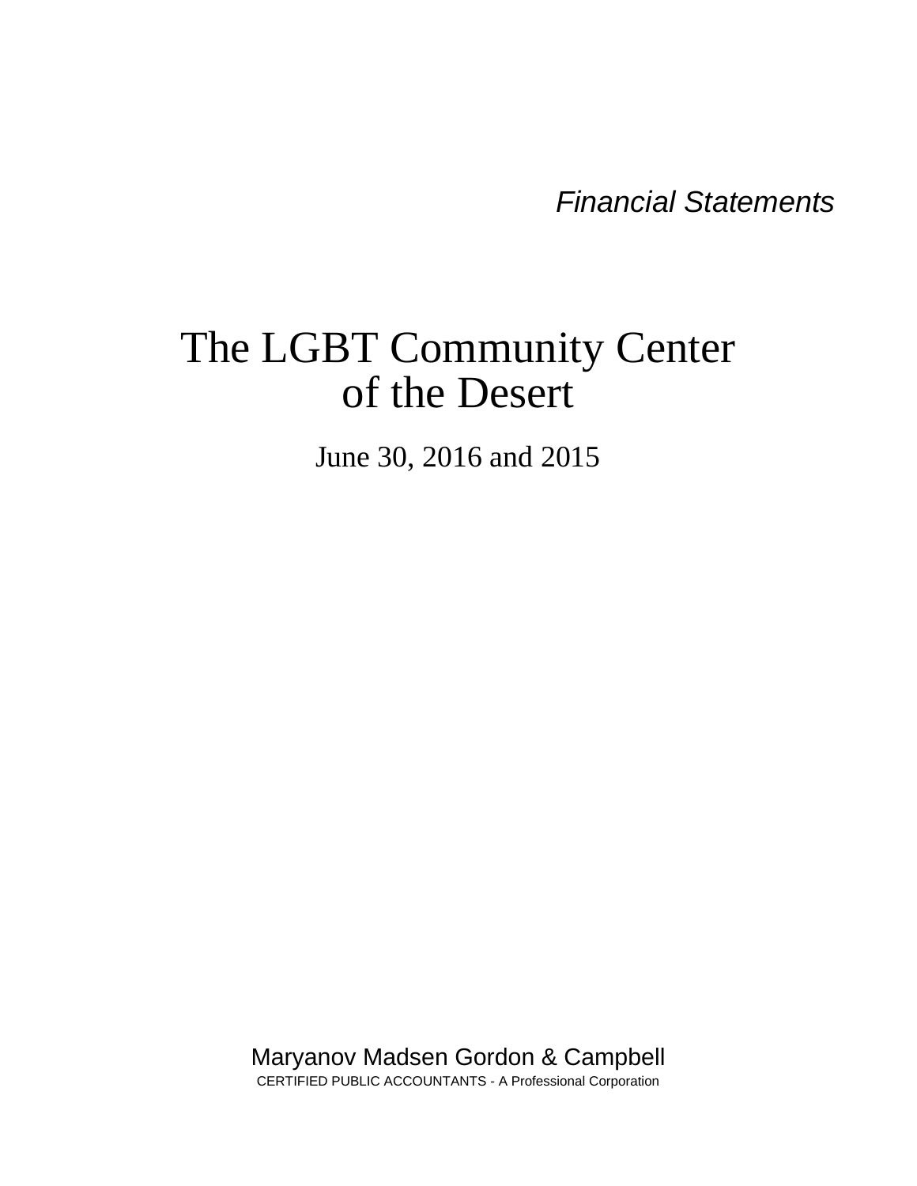*Financial Statements*

# The LGBT Community Center of the Desert

June 30, 2016 and 2015

Maryanov Madsen Gordon & Campbell

CERTIFIED PUBLIC ACCOUNTANTS - A Professional Corporation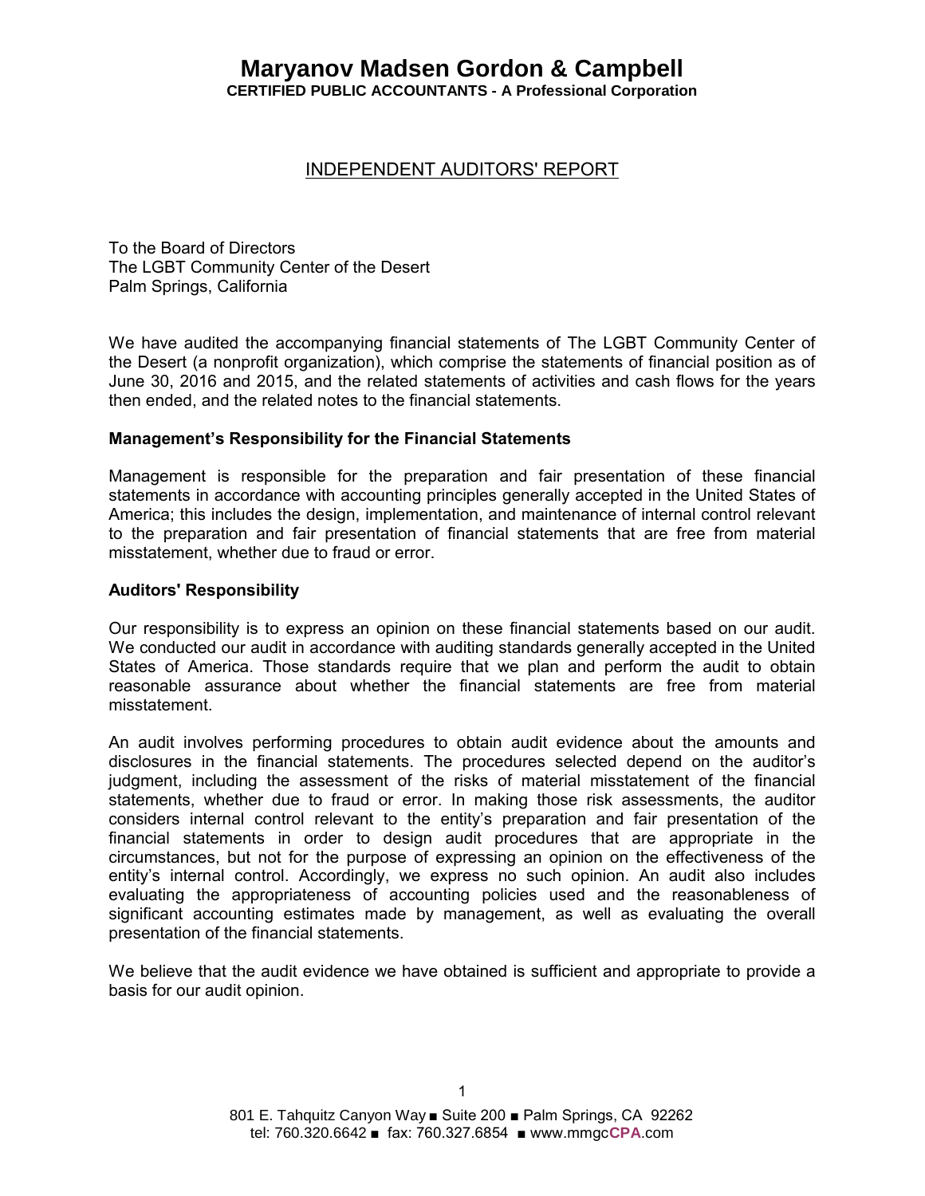# Maryanov Madsen Gordon & Campbell

**CERTIFIED PUBLIC ACCOUNTANTS - A Professional Corporation**

## INDEPENDENT AUDITORS' REPORT

To the Board of Directors
The LGBT Community Center of the Desert
Palm Springs, California

We have audited the accompanying financial statements of The LGBT Community Center of the Desert (a nonprofit organization), which comprise the statements of financial position as of June 30, 2016 and 2015, and the related statements of activities and cash flows for the years then ended, and the related notes to the financial statements.

### Management's Responsibility for the Financial Statements

Management is responsible for the preparation and fair presentation of these financial statements in accordance with accounting principles generally accepted in the United States of America; this includes the design, implementation, and maintenance of internal control relevant to the preparation and fair presentation of financial statements that are free from material misstatement, whether due to fraud or error.

### Auditors' Responsibility

Our responsibility is to express an opinion on these financial statements based on our audit. We conducted our audit in accordance with auditing standards generally accepted in the United States of America. Those standards require that we plan and perform the audit to obtain reasonable assurance about whether the financial statements are free from material misstatement.

An audit involves performing procedures to obtain audit evidence about the amounts and disclosures in the financial statements. The procedures selected depend on the auditor's judgment, including the assessment of the risks of material misstatement of the financial statements, whether due to fraud or error. In making those risk assessments, the auditor considers internal control relevant to the entity's preparation and fair presentation of the financial statements in order to design audit procedures that are appropriate in the circumstances, but not for the purpose of expressing an opinion on the effectiveness of the entity's internal control. Accordingly, we express no such opinion. An audit also includes evaluating the appropriateness of accounting policies used and the reasonableness of significant accounting estimates made by management, as well as evaluating the overall presentation of the financial statements.

We believe that the audit evidence we have obtained is sufficient and appropriate to provide a basis for our audit opinion.

801 E. Tahquitz Canyon Way ■ Suite 200 ■ Palm Springs, CA 92262
tel: 760.320.6642 ■ fax: 760.327.6854 ■ www.mmgcCPA.com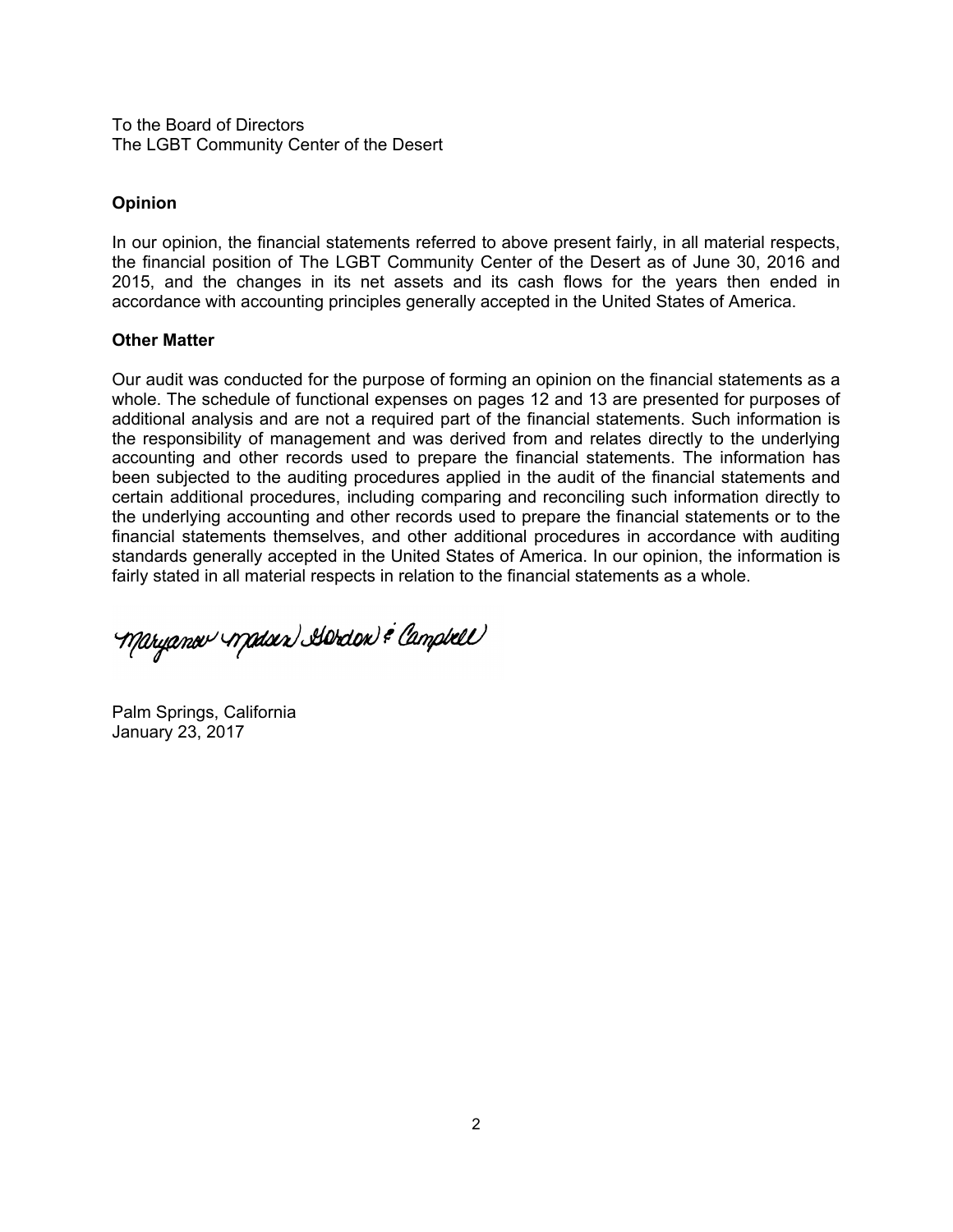To the Board of Directors
The LGBT Community Center of the Desert

**Opinion**

In our opinion, the financial statements referred to above present fairly, in all material respects, the financial position of The LGBT Community Center of the Desert as of June 30, 2016 and 2015, and the changes in its net assets and its cash flows for the years then ended in accordance with accounting principles generally accepted in the United States of America.

**Other Matter**

Our audit was conducted for the purpose of forming an opinion on the financial statements as a whole. The schedule of functional expenses on pages 12 and 13 are presented for purposes of additional analysis and are not a required part of the financial statements. Such information is the responsibility of management and was derived from and relates directly to the underlying accounting and other records used to prepare the financial statements. The information has been subjected to the auditing procedures applied in the audit of the financial statements and certain additional procedures, including comparing and reconciling such information directly to the underlying accounting and other records used to prepare the financial statements or to the financial statements themselves, and other additional procedures in accordance with auditing standards generally accepted in the United States of America. In our opinion, the information is fairly stated in all material respects in relation to the financial statements as a whole.

Maryanov Madsen Gordon & Campbell

Palm Springs, California
January 23, 2017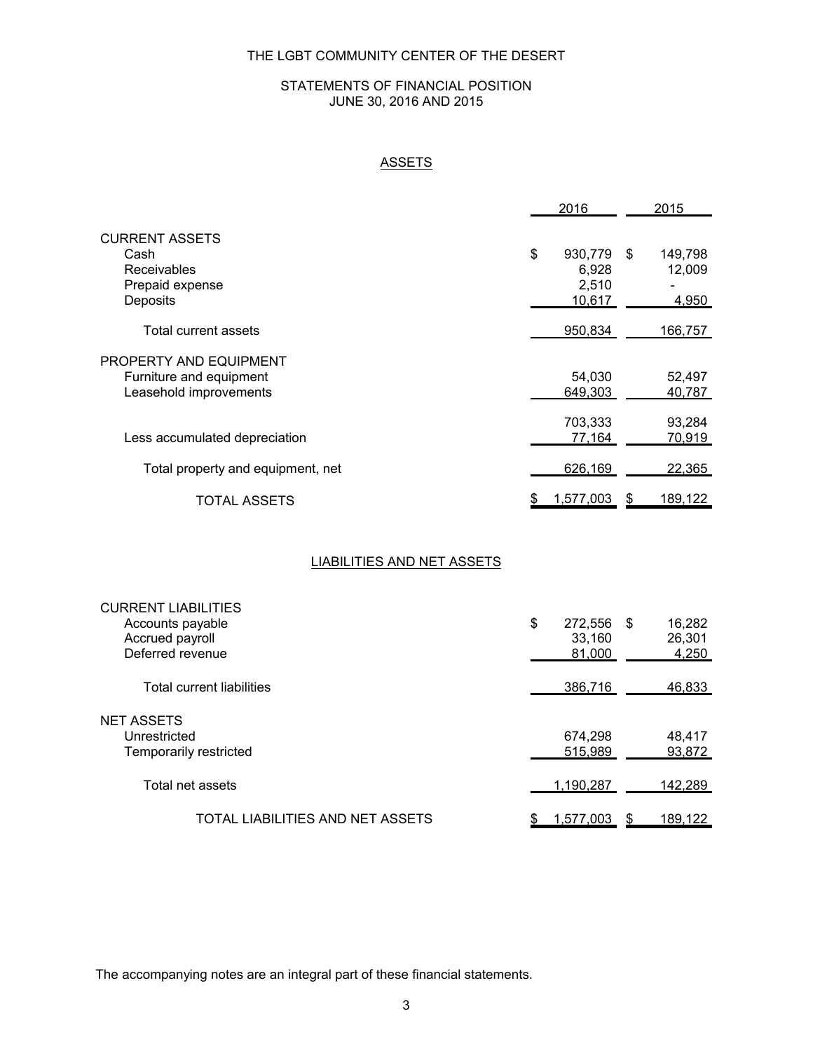# THE LGBT COMMUNITY CENTER OF THE DESERT

## STATEMENTS OF FINANCIAL POSITION
## JUNE 30, 2016 AND 2015

### ASSETS

| | 2016 | 2015 |
|---|---|---|
| **CURRENT ASSETS** | | |
| Cash | $ 930,779 | $ 149,798 |
| Receivables | 6,928 | 12,009 |
| Prepaid expense | 2,510 | - |
| Deposits | 10,617 | 4,950 |
| Total current assets | 950,834 | 166,757 |
| **PROPERTY AND EQUIPMENT** | | |
| Furniture and equipment | 54,030 | 52,497 |
| Leasehold improvements | 649,303 | 40,787 |
| | 703,333 | 93,284 |
| Less accumulated depreciation | 77,164 | 70,919 |
| Total property and equipment, net | 626,169 | 22,365 |
| TOTAL ASSETS | $ 1,577,003 | $ 189,122 |

### LIABILITIES AND NET ASSETS

| | 2016 | 2015 |
|---|---|---|
| **CURRENT LIABILITIES** | | |
| Accounts payable | $ 272,556 | $ 16,282 |
| Accrued payroll | 33,160 | 26,301 |
| Deferred revenue | 81,000 | 4,250 |
| Total current liabilities | 386,716 | 46,833 |
| **NET ASSETS** | | |
| Unrestricted | 674,298 | 48,417 |
| Temporarily restricted | 515,989 | 93,872 |
| Total net assets | 1,190,287 | 142,289 |
| TOTAL LIABILITIES AND NET ASSETS | $ 1,577,003 | $ 189,122 |

The accompanying notes are an integral part of these financial statements.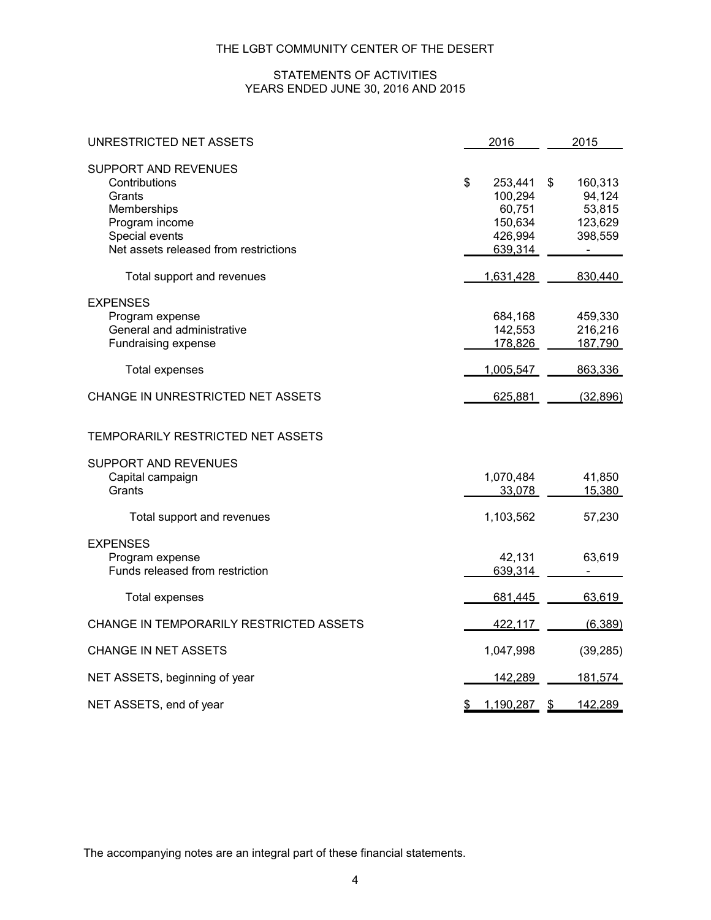# THE LGBT COMMUNITY CENTER OF THE DESERT

## STATEMENTS OF ACTIVITIES
## YEARS ENDED JUNE 30, 2016 AND 2015

| UNRESTRICTED NET ASSETS | 2016 | 2015 |
|---|---|---|
| **SUPPORT AND REVENUES** | | |
| Contributions | $ 253,441 | $ 160,313 |
| Grants | 100,294 | 94,124 |
| Memberships | 60,751 | 53,815 |
| Program income | 150,634 | 123,629 |
| Special events | 426,994 | 398,559 |
| Net assets released from restrictions | 639,314 | - |
| Total support and revenues | 1,631,428 | 830,440 |
| **EXPENSES** | | |
| Program expense | 684,168 | 459,330 |
| General and administrative | 142,553 | 216,216 |
| Fundraising expense | 178,826 | 187,790 |
| Total expenses | 1,005,547 | 863,336 |
| CHANGE IN UNRESTRICTED NET ASSETS | 625,881 | (32,896) |
| | | |
| TEMPORARILY RESTRICTED NET ASSETS | | |
| **SUPPORT AND REVENUES** | | |
| Capital campaign | 1,070,484 | 41,850 |
| Grants | 33,078 | 15,380 |
| Total support and revenues | 1,103,562 | 57,230 |
| **EXPENSES** | | |
| Program expense | 42,131 | 63,619 |
| Funds released from restriction | 639,314 | - |
| Total expenses | 681,445 | 63,619 |
| CHANGE IN TEMPORARILY RESTRICTED ASSETS | 422,117 | (6,389) |
| CHANGE IN NET ASSETS | 1,047,998 | (39,285) |
| NET ASSETS, beginning of year | 142,289 | 181,574 |
| NET ASSETS, end of year | $ 1,190,287 | $ 142,289 |

The accompanying notes are an integral part of these financial statements.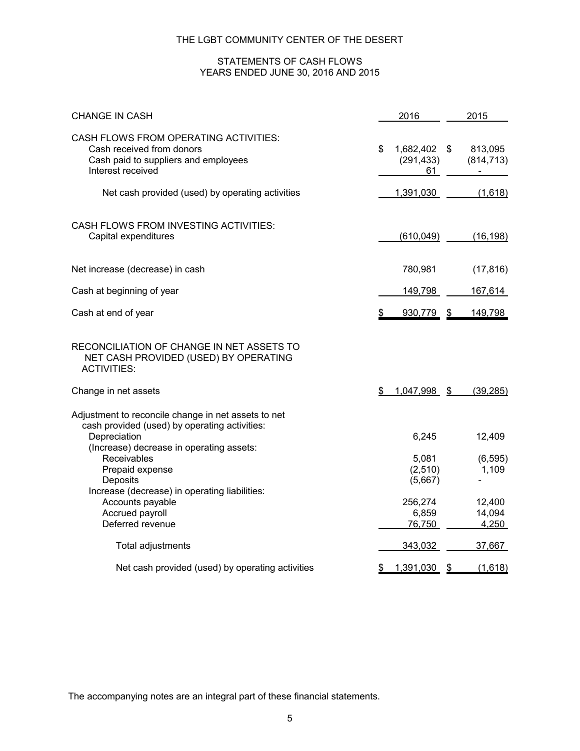# THE LGBT COMMUNITY CENTER OF THE DESERT

## STATEMENTS OF CASH FLOWS
## YEARS ENDED JUNE 30, 2016 AND 2015

| CHANGE IN CASH | 2016 | 2015 |
|---|---|---|
| **CASH FLOWS FROM OPERATING ACTIVITIES:** | | |
| Cash received from donors | $ 1,682,402 | $ 813,095 |
| Cash paid to suppliers and employees | (291,433) | (814,713) |
| Interest received | 61 | - |
| Net cash provided (used) by operating activities | 1,391,030 | (1,618) |
| **CASH FLOWS FROM INVESTING ACTIVITIES:** | | |
| Capital expenditures | (610,049) | (16,198) |
| Net increase (decrease) in cash | 780,981 | (17,816) |
| Cash at beginning of year | 149,798 | 167,614 |
| Cash at end of year | $ 930,779 | $ 149,798 |
| **RECONCILIATION OF CHANGE IN NET ASSETS TO NET CASH PROVIDED (USED) BY OPERATING ACTIVITIES:** | | |
| Change in net assets | $ 1,047,998 | $ (39,285) |
| Adjustment to reconcile change in net assets to net cash provided (used) by operating activities: | | |
| Depreciation | 6,245 | 12,409 |
| (Increase) decrease in operating assets: | | |
| Receivables | 5,081 | (6,595) |
| Prepaid expense | (2,510) | 1,109 |
| Deposits | (5,667) | - |
| Increase (decrease) in operating liabilities: | | |
| Accounts payable | 256,274 | 12,400 |
| Accrued payroll | 6,859 | 14,094 |
| Deferred revenue | 76,750 | 4,250 |
| Total adjustments | 343,032 | 37,667 |
| Net cash provided (used) by operating activities | $ 1,391,030 | $ (1,618) |

The accompanying notes are an integral part of these financial statements.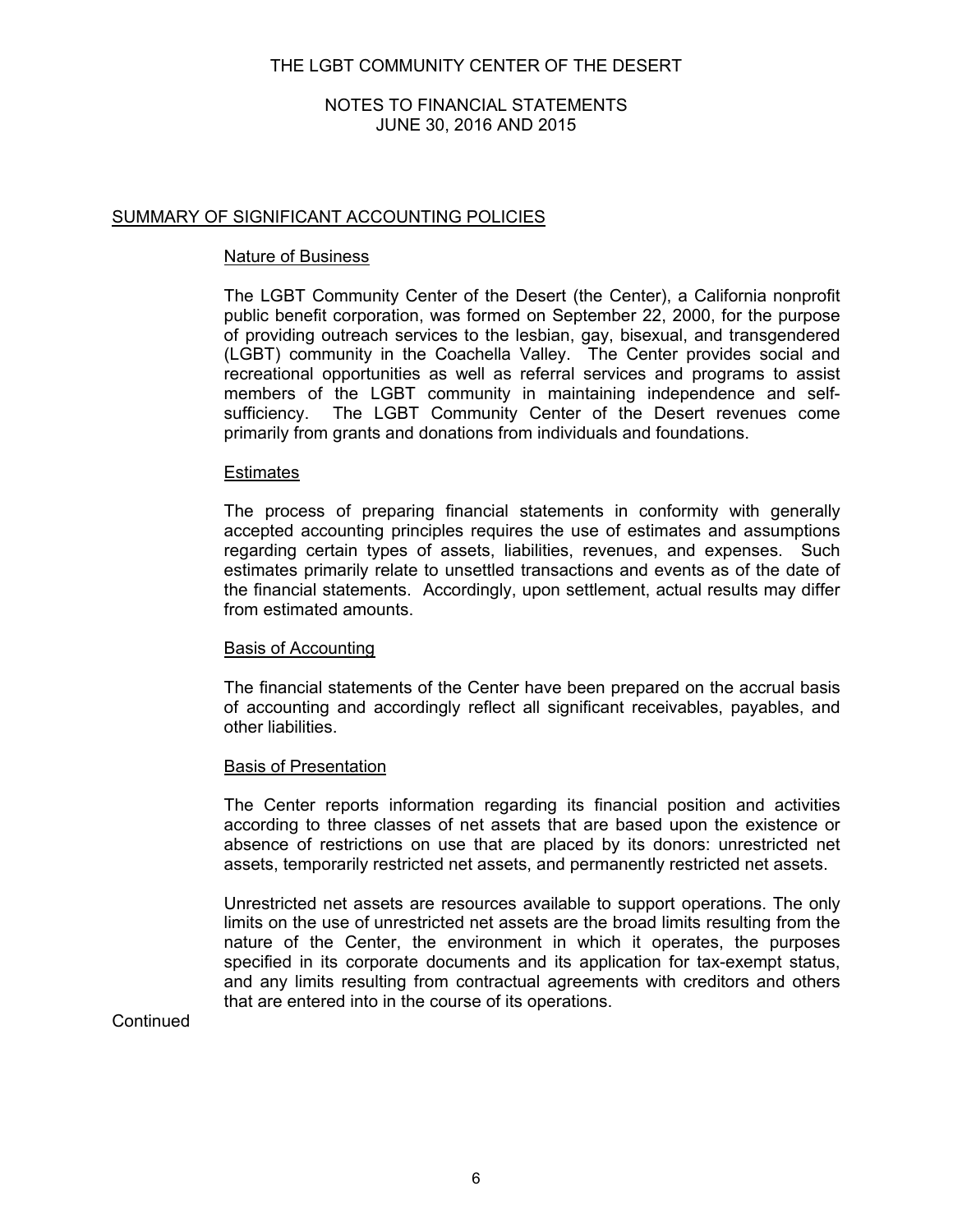# THE LGBT COMMUNITY CENTER OF THE DESERT

## NOTES TO FINANCIAL STATEMENTS
## JUNE 30, 2016 AND 2015

### SUMMARY OF SIGNIFICANT ACCOUNTING POLICIES

#### Nature of Business

The LGBT Community Center of the Desert (the Center), a California nonprofit public benefit corporation, was formed on September 22, 2000, for the purpose of providing outreach services to the lesbian, gay, bisexual, and transgendered (LGBT) community in the Coachella Valley. The Center provides social and recreational opportunities as well as referral services and programs to assist members of the LGBT community in maintaining independence and self-sufficiency. The LGBT Community Center of the Desert revenues come primarily from grants and donations from individuals and foundations.

#### Estimates

The process of preparing financial statements in conformity with generally accepted accounting principles requires the use of estimates and assumptions regarding certain types of assets, liabilities, revenues, and expenses. Such estimates primarily relate to unsettled transactions and events as of the date of the financial statements. Accordingly, upon settlement, actual results may differ from estimated amounts.

#### Basis of Accounting

The financial statements of the Center have been prepared on the accrual basis of accounting and accordingly reflect all significant receivables, payables, and other liabilities.

#### Basis of Presentation

The Center reports information regarding its financial position and activities according to three classes of net assets that are based upon the existence or absence of restrictions on use that are placed by its donors: unrestricted net assets, temporarily restricted net assets, and permanently restricted net assets.

Unrestricted net assets are resources available to support operations. The only limits on the use of unrestricted net assets are the broad limits resulting from the nature of the Center, the environment in which it operates, the purposes specified in its corporate documents and its application for tax-exempt status, and any limits resulting from contractual agreements with creditors and others that are entered into in the course of its operations.

Continued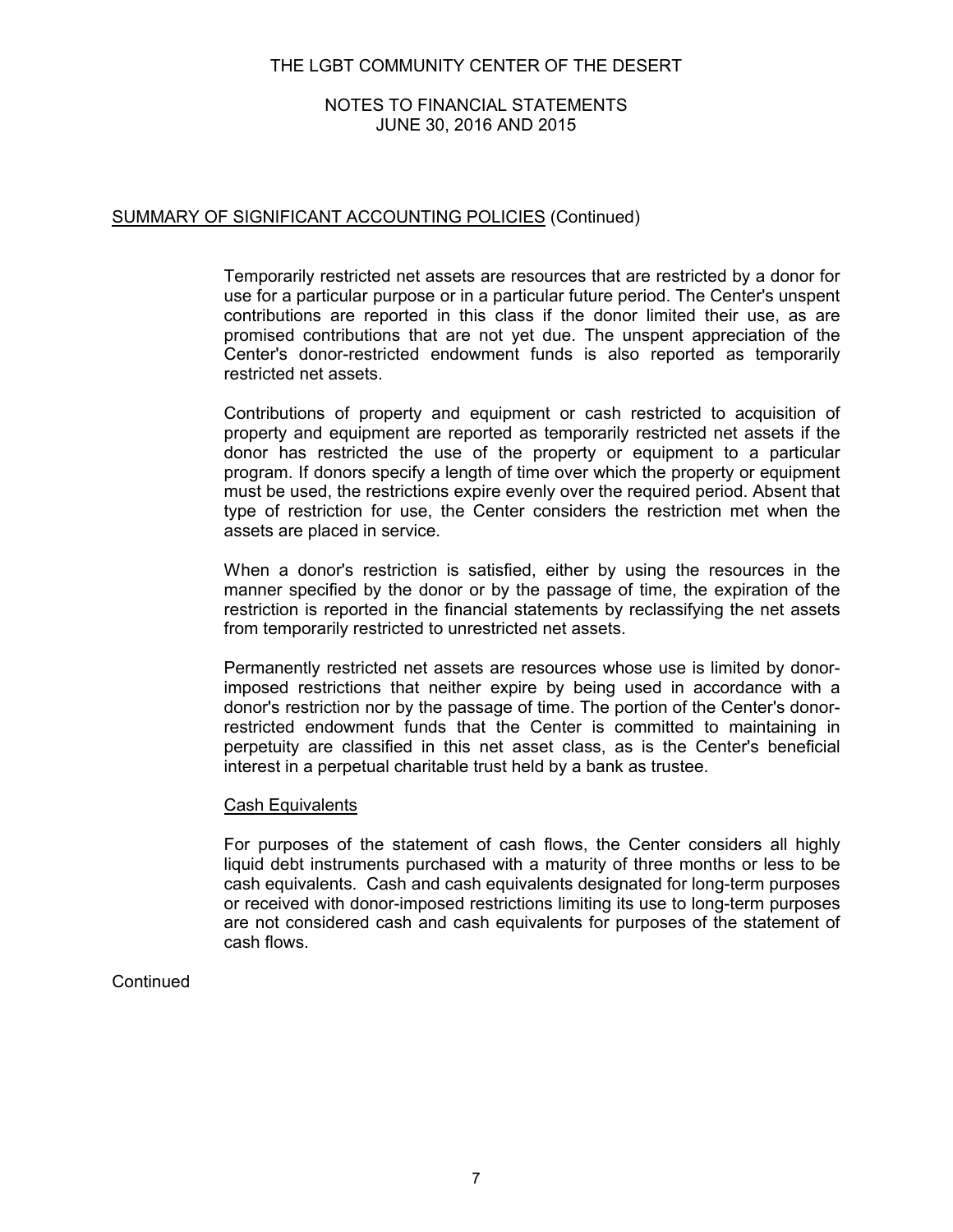## SUMMARY OF SIGNIFICANT ACCOUNTING POLICIES (Continued)

Temporarily restricted net assets are resources that are restricted by a donor for use for a particular purpose or in a particular future period. The Center's unspent contributions are reported in this class if the donor limited their use, as are promised contributions that are not yet due. The unspent appreciation of the Center's donor-restricted endowment funds is also reported as temporarily restricted net assets.

Contributions of property and equipment or cash restricted to acquisition of property and equipment are reported as temporarily restricted net assets if the donor has restricted the use of the property or equipment to a particular program. If donors specify a length of time over which the property or equipment must be used, the restrictions expire evenly over the required period. Absent that type of restriction for use, the Center considers the restriction met when the assets are placed in service.

When a donor's restriction is satisfied, either by using the resources in the manner specified by the donor or by the passage of time, the expiration of the restriction is reported in the financial statements by reclassifying the net assets from temporarily restricted to unrestricted net assets.

Permanently restricted net assets are resources whose use is limited by donor-imposed restrictions that neither expire by being used in accordance with a donor's restriction nor by the passage of time. The portion of the Center's donor-restricted endowment funds that the Center is committed to maintaining in perpetuity are classified in this net asset class, as is the Center's beneficial interest in a perpetual charitable trust held by a bank as trustee.

### Cash Equivalents

For purposes of the statement of cash flows, the Center considers all highly liquid debt instruments purchased with a maturity of three months or less to be cash equivalents. Cash and cash equivalents designated for long-term purposes or received with donor-imposed restrictions limiting its use to long-term purposes are not considered cash and cash equivalents for purposes of the statement of cash flows.

Continued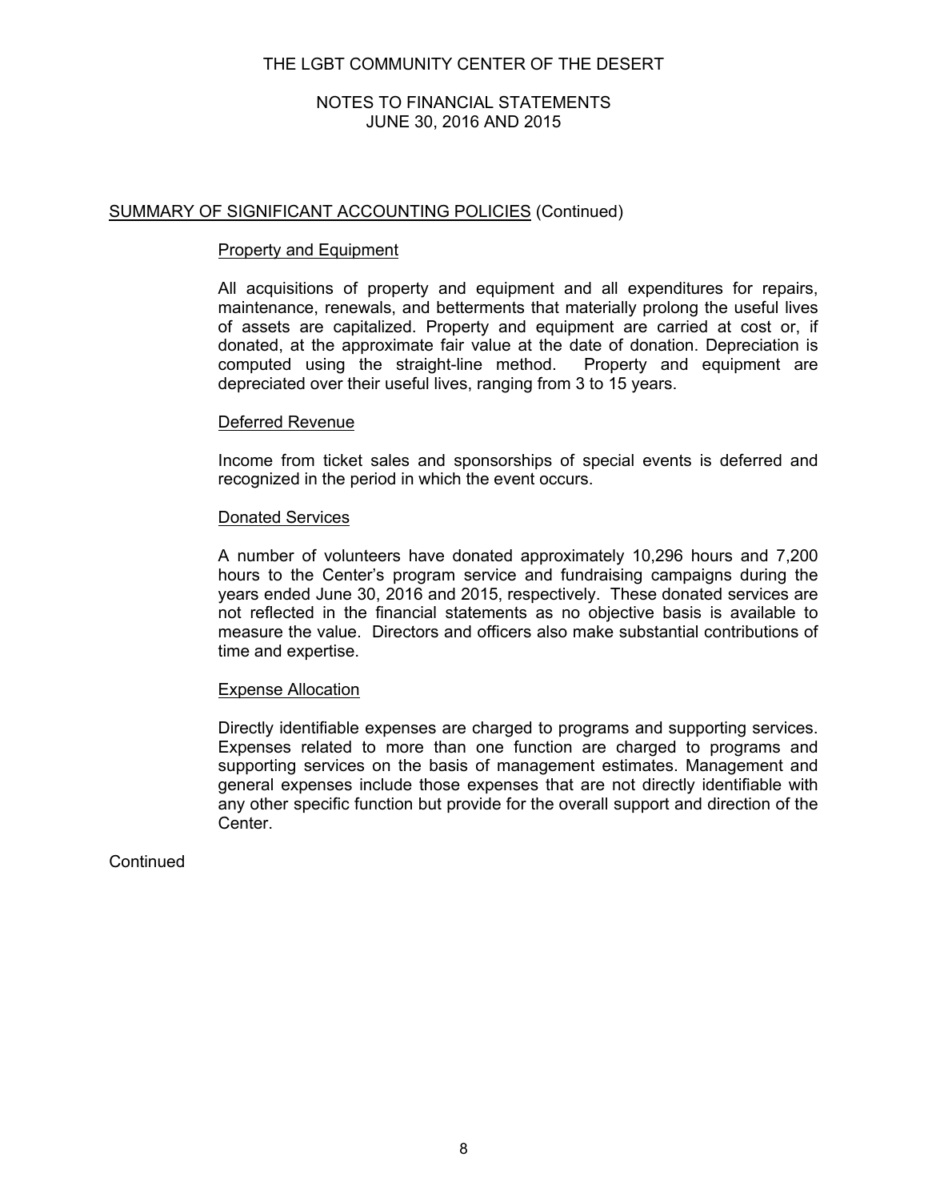## SUMMARY OF SIGNIFICANT ACCOUNTING POLICIES (Continued)

### Property and Equipment

All acquisitions of property and equipment and all expenditures for repairs, maintenance, renewals, and betterments that materially prolong the useful lives of assets are capitalized. Property and equipment are carried at cost or, if donated, at the approximate fair value at the date of donation. Depreciation is computed using the straight-line method. Property and equipment are depreciated over their useful lives, ranging from 3 to 15 years.

### Deferred Revenue

Income from ticket sales and sponsorships of special events is deferred and recognized in the period in which the event occurs.

### Donated Services

A number of volunteers have donated approximately 10,296 hours and 7,200 hours to the Center's program service and fundraising campaigns during the years ended June 30, 2016 and 2015, respectively. These donated services are not reflected in the financial statements as no objective basis is available to measure the value. Directors and officers also make substantial contributions of time and expertise.

### Expense Allocation

Directly identifiable expenses are charged to programs and supporting services. Expenses related to more than one function are charged to programs and supporting services on the basis of management estimates. Management and general expenses include those expenses that are not directly identifiable with any other specific function but provide for the overall support and direction of the Center.

Continued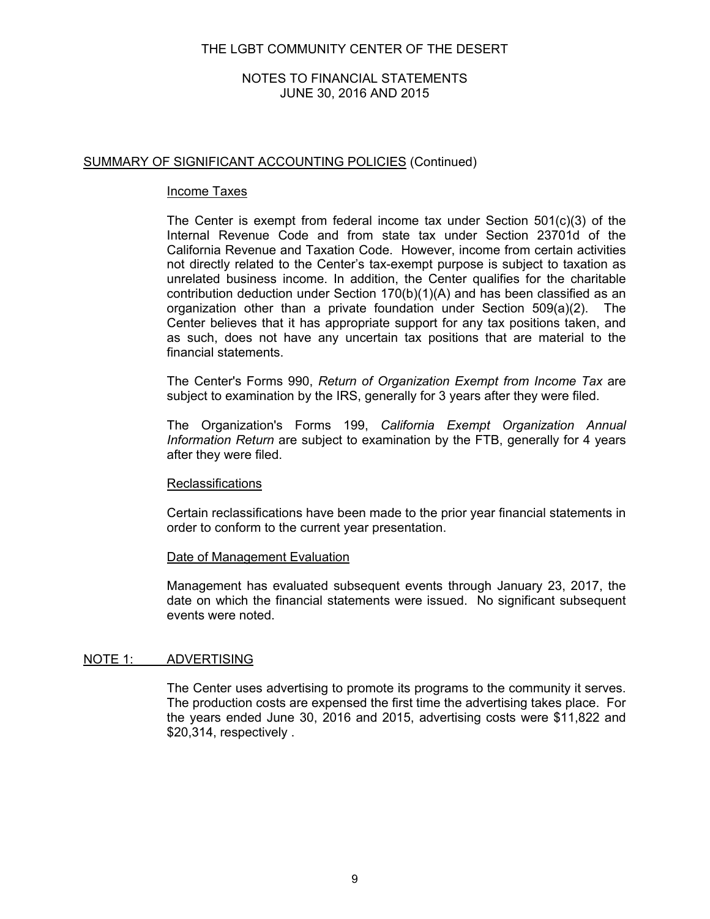## SUMMARY OF SIGNIFICANT ACCOUNTING POLICIES (Continued)

### Income Taxes

The Center is exempt from federal income tax under Section 501(c)(3) of the Internal Revenue Code and from state tax under Section 23701d of the California Revenue and Taxation Code. However, income from certain activities not directly related to the Center's tax-exempt purpose is subject to taxation as unrelated business income. In addition, the Center qualifies for the charitable contribution deduction under Section 170(b)(1)(A) and has been classified as an organization other than a private foundation under Section 509(a)(2). The Center believes that it has appropriate support for any tax positions taken, and as such, does not have any uncertain tax positions that are material to the financial statements.

The Center's Forms 990, *Return of Organization Exempt from Income Tax* are subject to examination by the IRS, generally for 3 years after they were filed.

The Organization's Forms 199, *California Exempt Organization Annual Information Return* are subject to examination by the FTB, generally for 4 years after they were filed.

### Reclassifications

Certain reclassifications have been made to the prior year financial statements in order to conform to the current year presentation.

### Date of Management Evaluation

Management has evaluated subsequent events through January 23, 2017, the date on which the financial statements were issued. No significant subsequent events were noted.

## NOTE 1: ADVERTISING

The Center uses advertising to promote its programs to the community it serves. The production costs are expensed the first time the advertising takes place. For the years ended June 30, 2016 and 2015, advertising costs were $11,822 and $20,314, respectively .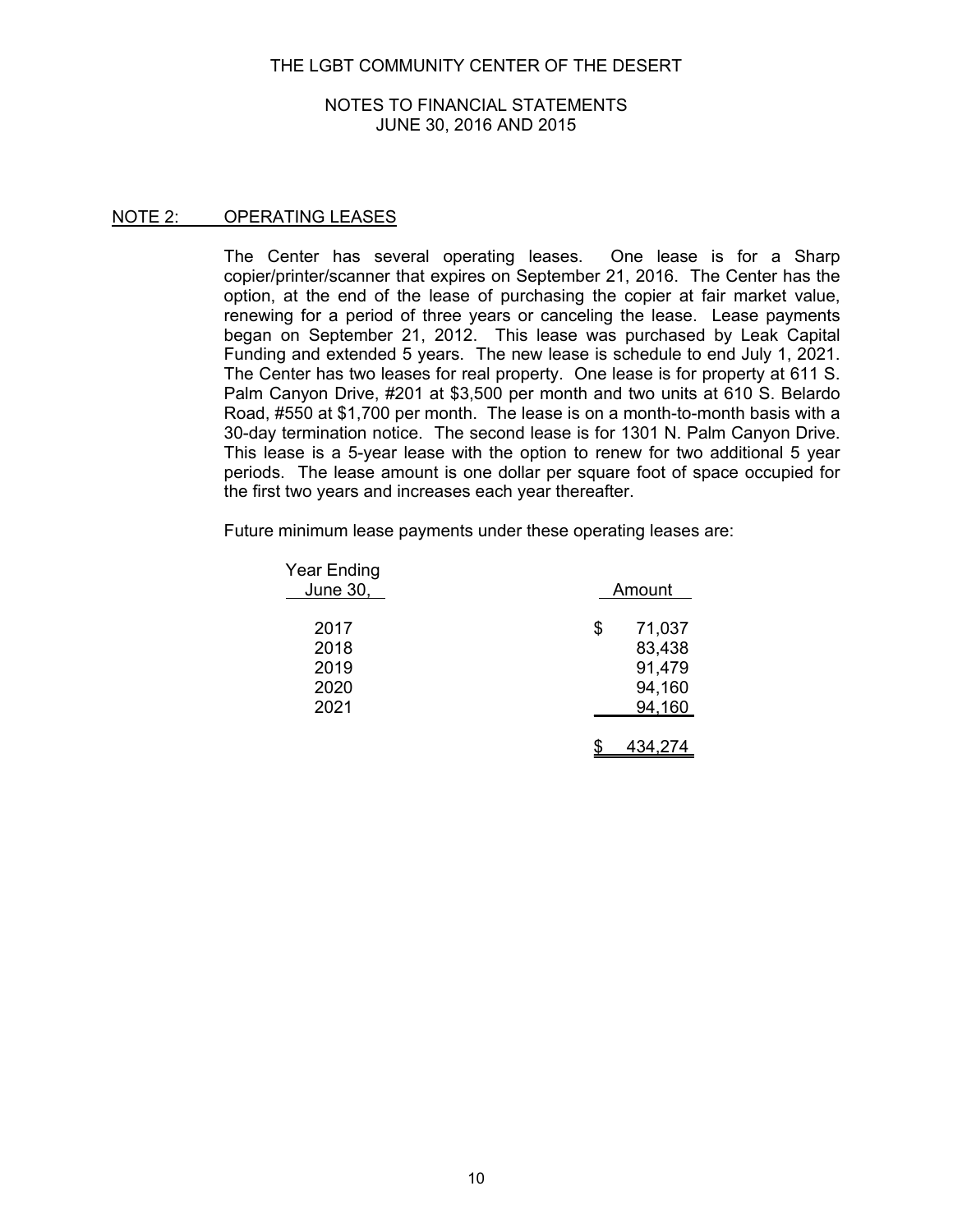THE LGBT COMMUNITY CENTER OF THE DESERT

NOTES TO FINANCIAL STATEMENTS
JUNE 30, 2016 AND 2015

## NOTE 2: OPERATING LEASES

The Center has several operating leases. One lease is for a Sharp copier/printer/scanner that expires on September 21, 2016. The Center has the option, at the end of the lease of purchasing the copier at fair market value, renewing for a period of three years or canceling the lease. Lease payments began on September 21, 2012. This lease was purchased by Leak Capital Funding and extended 5 years. The new lease is schedule to end July 1, 2021. The Center has two leases for real property. One lease is for property at 611 S. Palm Canyon Drive, #201 at $3,500 per month and two units at 610 S. Belardo Road, #550 at $1,700 per month. The lease is on a month-to-month basis with a 30-day termination notice. The second lease is for 1301 N. Palm Canyon Drive. This lease is a 5-year lease with the option to renew for two additional 5 year periods. The lease amount is one dollar per square foot of space occupied for the first two years and increases each year thereafter.

Future minimum lease payments under these operating leases are:

| Year Ending June 30, | Amount |
|---|---|
| 2017 | $ 71,037 |
| 2018 | 83,438 |
| 2019 | 91,479 |
| 2020 | 94,160 |
| 2021 | 94,160 |
| | $ 434,274 |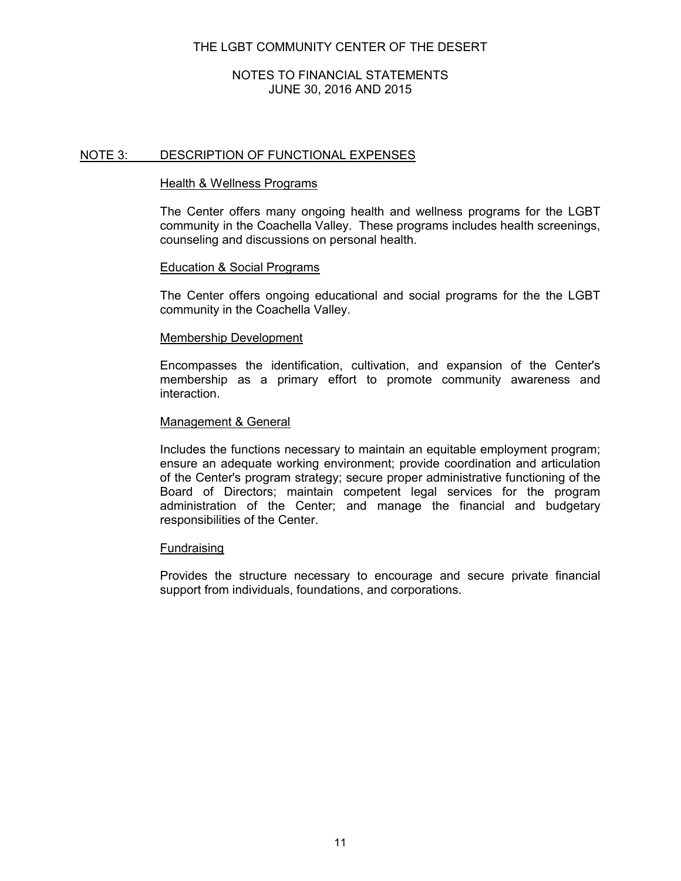THE LGBT COMMUNITY CENTER OF THE DESERT

NOTES TO FINANCIAL STATEMENTS
JUNE 30, 2016 AND 2015

## NOTE 3: DESCRIPTION OF FUNCTIONAL EXPENSES

### Health & Wellness Programs

The Center offers many ongoing health and wellness programs for the LGBT community in the Coachella Valley. These programs includes health screenings, counseling and discussions on personal health.

### Education & Social Programs

The Center offers ongoing educational and social programs for the the LGBT community in the Coachella Valley.

### Membership Development

Encompasses the identification, cultivation, and expansion of the Center's membership as a primary effort to promote community awareness and interaction.

### Management & General

Includes the functions necessary to maintain an equitable employment program; ensure an adequate working environment; provide coordination and articulation of the Center's program strategy; secure proper administrative functioning of the Board of Directors; maintain competent legal services for the program administration of the Center; and manage the financial and budgetary responsibilities of the Center.

### Fundraising

Provides the structure necessary to encourage and secure private financial support from individuals, foundations, and corporations.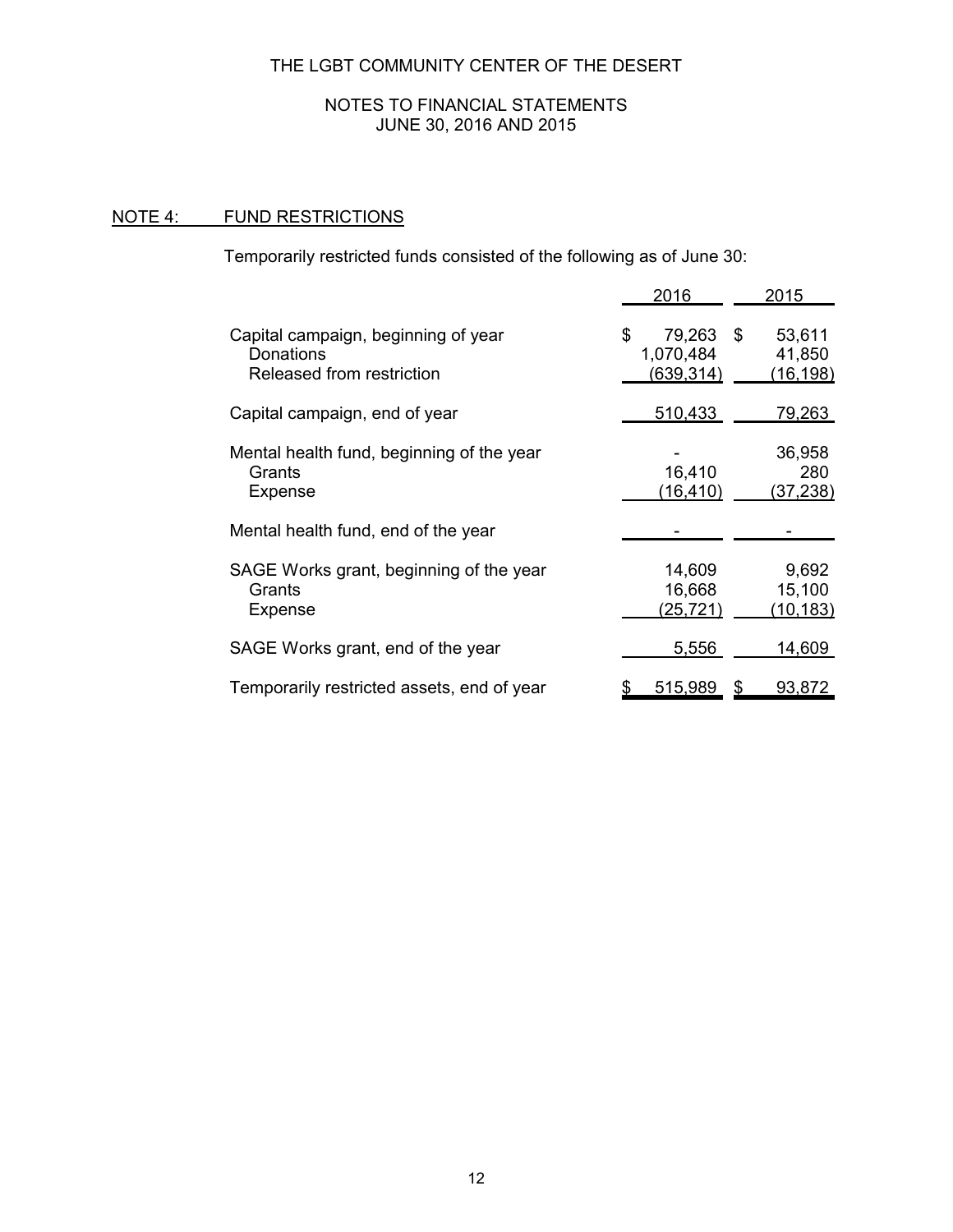THE LGBT COMMUNITY CENTER OF THE DESERT

NOTES TO FINANCIAL STATEMENTS
JUNE 30, 2016 AND 2015

## NOTE 4: FUND RESTRICTIONS

Temporarily restricted funds consisted of the following as of June 30:

| | 2016 | 2015 |
|---|---|---|
| Capital campaign, beginning of year | $ 79,263 | $ 53,611 |
| Donations | 1,070,484 | 41,850 |
| Released from restriction | (639,314) | (16,198) |
| Capital campaign, end of year | 510,433 | 79,263 |
| Mental health fund, beginning of the year | - | 36,958 |
| Grants | 16,410 | 280 |
| Expense | (16,410) | (37,238) |
| Mental health fund, end of the year | - | - |
| SAGE Works grant, beginning of the year | 14,609 | 9,692 |
| Grants | 16,668 | 15,100 |
| Expense | (25,721) | (10,183) |
| SAGE Works grant, end of the year | 5,556 | 14,609 |
| Temporarily restricted assets, end of year | $ 515,989 | $ 93,872 |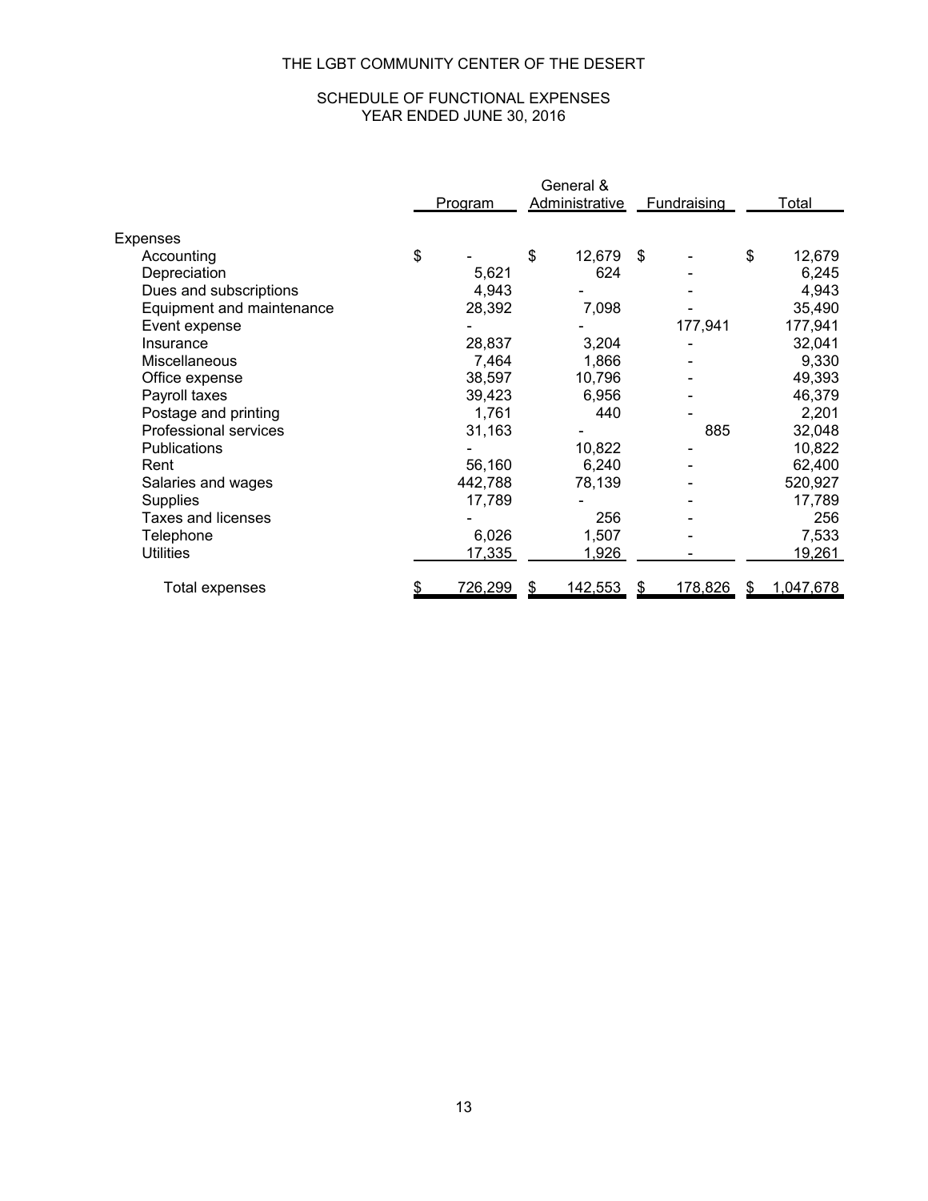# THE LGBT COMMUNITY CENTER OF THE DESERT

## SCHEDULE OF FUNCTIONAL EXPENSES
### YEAR ENDED JUNE 30, 2016

| | Program | General & Administrative | Fundraising | Total |
|---|---|---|---|---|
| Expenses | | | | |
| Accounting | $ - | $ 12,679 | $ - | $ 12,679 |
| Depreciation | 5,621 | 624 | - | 6,245 |
| Dues and subscriptions | 4,943 | - | - | 4,943 |
| Equipment and maintenance | 28,392 | 7,098 | - | 35,490 |
| Event expense | - | - | 177,941 | 177,941 |
| Insurance | 28,837 | 3,204 | - | 32,041 |
| Miscellaneous | 7,464 | 1,866 | - | 9,330 |
| Office expense | 38,597 | 10,796 | - | 49,393 |
| Payroll taxes | 39,423 | 6,956 | - | 46,379 |
| Postage and printing | 1,761 | 440 | - | 2,201 |
| Professional services | 31,163 | - | 885 | 32,048 |
| Publications | - | 10,822 | - | 10,822 |
| Rent | 56,160 | 6,240 | - | 62,400 |
| Salaries and wages | 442,788 | 78,139 | - | 520,927 |
| Supplies | 17,789 | - | - | 17,789 |
| Taxes and licenses | - | 256 | - | 256 |
| Telephone | 6,026 | 1,507 | - | 7,533 |
| Utilities | 17,335 | 1,926 | - | 19,261 |
| Total expenses | $ 726,299 | $ 142,553 | $ 178,826 | $ 1,047,678 |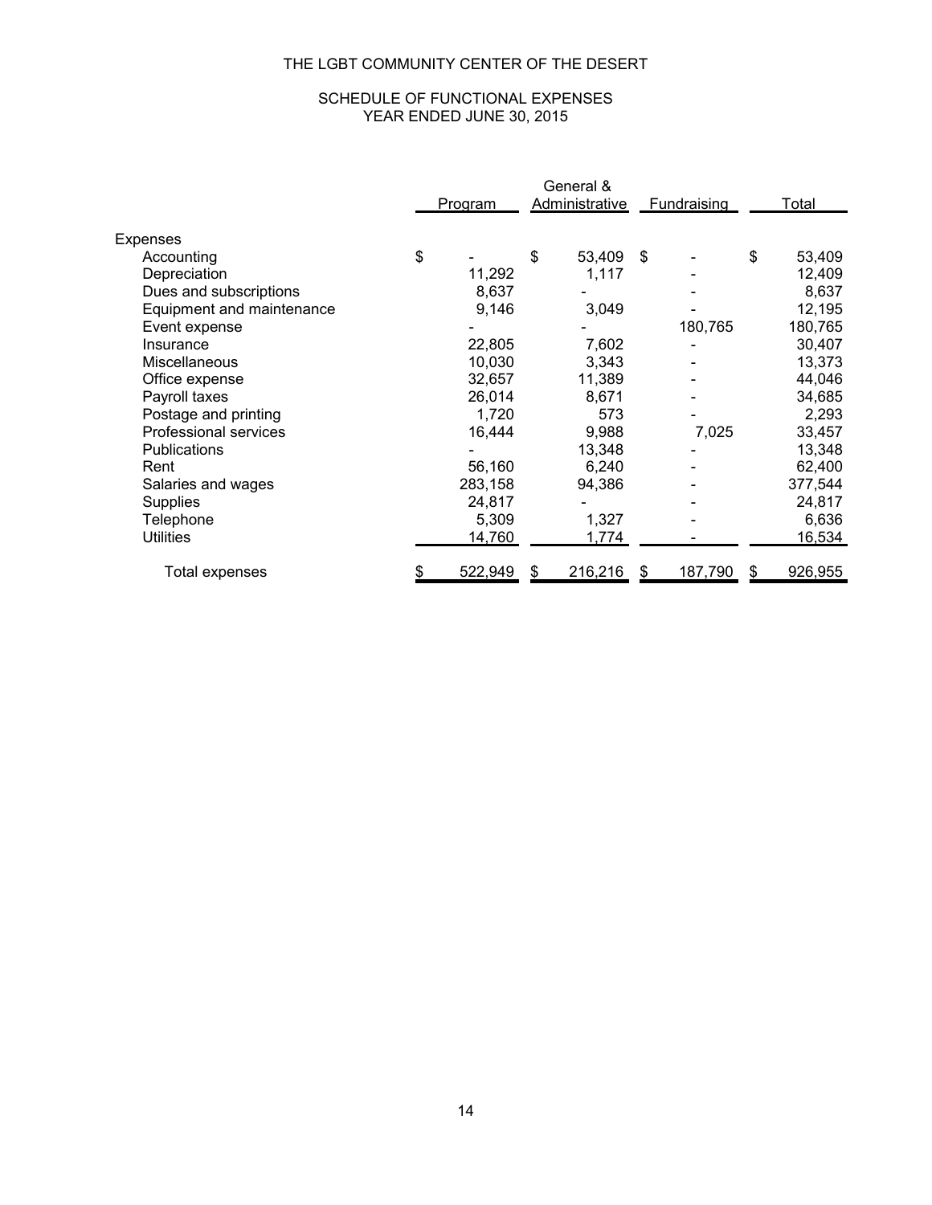# THE LGBT COMMUNITY CENTER OF THE DESERT

## SCHEDULE OF FUNCTIONAL EXPENSES
## YEAR ENDED JUNE 30, 2015

| | Program | General & Administrative | Fundraising | Total |
|---|---|---|---|---|
| Expenses | | | | |
| Accounting | $ - | $ 53,409 | $ - | $ 53,409 |
| Depreciation | 11,292 | 1,117 | - | 12,409 |
| Dues and subscriptions | 8,637 | - | - | 8,637 |
| Equipment and maintenance | 9,146 | 3,049 | - | 12,195 |
| Event expense | - | - | 180,765 | 180,765 |
| Insurance | 22,805 | 7,602 | - | 30,407 |
| Miscellaneous | 10,030 | 3,343 | - | 13,373 |
| Office expense | 32,657 | 11,389 | - | 44,046 |
| Payroll taxes | 26,014 | 8,671 | - | 34,685 |
| Postage and printing | 1,720 | 573 | - | 2,293 |
| Professional services | 16,444 | 9,988 | 7,025 | 33,457 |
| Publications | - | 13,348 | - | 13,348 |
| Rent | 56,160 | 6,240 | - | 62,400 |
| Salaries and wages | 283,158 | 94,386 | - | 377,544 |
| Supplies | 24,817 | - | - | 24,817 |
| Telephone | 5,309 | 1,327 | - | 6,636 |
| Utilities | 14,760 | 1,774 | - | 16,534 |
| Total expenses | $ 522,949 | $ 216,216 | $ 187,790 | $ 926,955 |